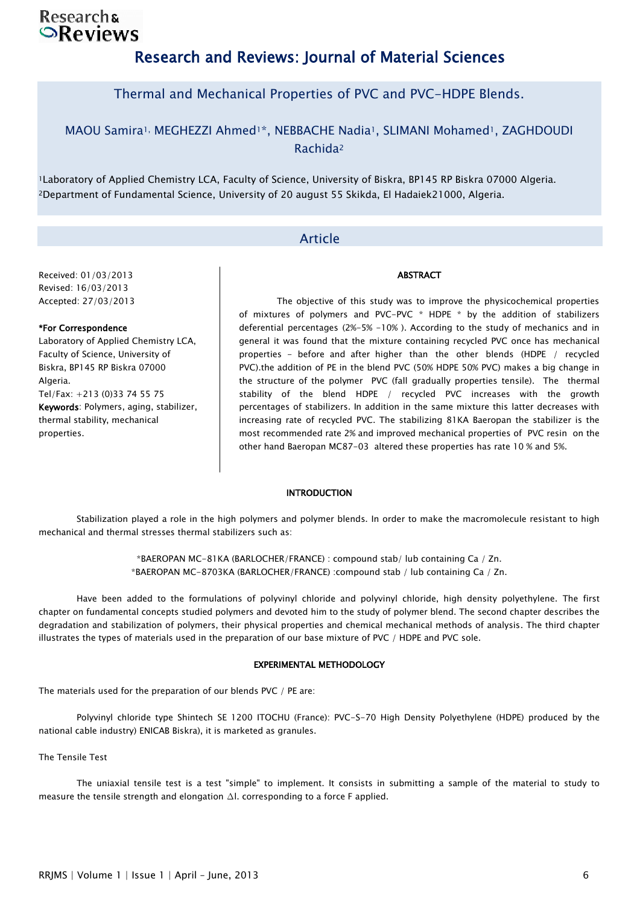# Research and Reviews: Journal of Material Sciences

## Thermal and Mechanical Properties of PVC and PVC-HDPE Blends.

MAOU Samira[1], MEGHEZZI Ahmed[1]*, NEBBACHE Nadia[1], SLIMANI Mohamed[1], ZAGHDOUDI Rachida[2]

[1]Laboratory of Applied Chemistry LCA, Faculty of Science, University of Biskra, BP145 RP Biskra 07000 Algeria.
[2]Department of Fundamental Science, University of 20 august 55 Skikda, El Hadaiek21000, Algeria.

### Article

Received: 01/03/2013
Revised: 16/03/2013
Accepted: 27/03/2013

**\*For Correspondence**

Laboratory of Applied Chemistry LCA, Faculty of Science, University of Biskra, BP145 RP Biskra 07000 Algeria.
Tel/Fax: +213 (0)33 74 55 75

**Keywords**: Polymers, aging, stabilizer, thermal stability, mechanical properties.

**ABSTRACT**

The objective of this study was to improve the physicochemical properties of mixtures of polymers and PVC-PVC * HDPE * by the addition of stabilizers deferential percentages (2%-5% -10% ). According to the study of mechanics and in general it was found that the mixture containing recycled PVC once has mechanical properties - before and after higher than the other blends (HDPE / recycled PVC).the addition of PE in the blend PVC (50% HDPE 50% PVC) makes a big change in the structure of the polymer PVC (fall gradually properties tensile). The thermal stability of the blend HDPE / recycled PVC increases with the growth percentages of stabilizers. In addition in the same mixture this latter decreases with increasing rate of recycled PVC. The stabilizing 81KA Baeropan the stabilizer is the most recommended rate 2% and improved mechanical properties of PVC resin on the other hand Baeropan MC87-03 altered these properties has rate 10 % and 5%.

## INTRODUCTION

Stabilization played a role in the high polymers and polymer blends. In order to make the macromolecule resistant to high mechanical and thermal stresses thermal stabilizers such as:

\*BAEROPAN MC-81KA (BARLOCHER/FRANCE) : compound stab/ lub containing Ca / Zn.
\*BAEROPAN MC-8703KA (BARLOCHER/FRANCE) :compound stab / lub containing Ca / Zn.

Have been added to the formulations of polyvinyl chloride and polyvinyl chloride, high density polyethylene. The first chapter on fundamental concepts studied polymers and devoted him to the study of polymer blend. The second chapter describes the degradation and stabilization of polymers, their physical properties and chemical mechanical methods of analysis. The third chapter illustrates the types of materials used in the preparation of our base mixture of PVC / HDPE and PVC sole.

## EXPERIMENTAL METHODOLOGY

The materials used for the preparation of our blends PVC / PE are:

Polyvinyl chloride type Shintech SE 1200 ITOCHU (France): PVC-S-70 High Density Polyethylene (HDPE) produced by the national cable industry) ENICAB Biskra), it is marketed as granules.

### The Tensile Test

The uniaxial tensile test is a test "simple" to implement. It consists in submitting a sample of the material to study to measure the tensile strength and elongation $\Delta l$. corresponding to a force F applied.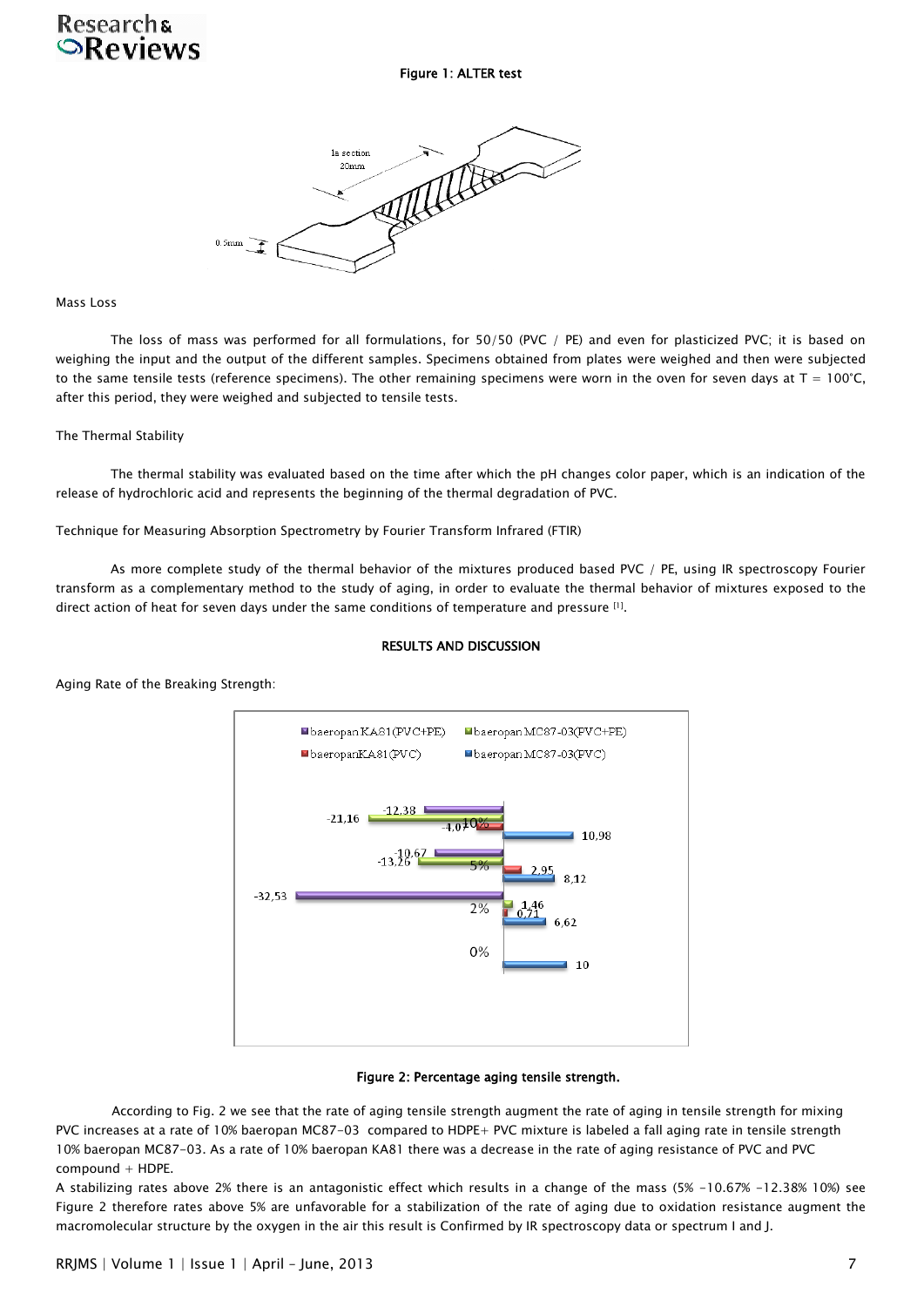Figure 1: ALTER test

Mass Loss

The loss of mass was performed for all formulations, for 50/50 (PVC / PE) and even for plasticized PVC; it is based on weighing the input and the output of the different samples. Specimens obtained from plates were weighed and then were subjected to the same tensile tests (reference specimens). The other remaining specimens were worn in the oven for seven days at T = 100°C, after this period, they were weighed and subjected to tensile tests.

The Thermal Stability

The thermal stability was evaluated based on the time after which the pH changes color paper, which is an indication of the release of hydrochloric acid and represents the beginning of the thermal degradation of PVC.

Technique for Measuring Absorption Spectrometry by Fourier Transform Infrared (FTIR)

As more complete study of the thermal behavior of the mixtures produced based PVC / PE, using IR spectroscopy Fourier transform as a complementary method to the study of aging, in order to evaluate the thermal behavior of mixtures exposed to the direct action of heat for seven days under the same conditions of temperature and pressure [1].

## RESULTS AND DISCUSSION

Aging Rate of the Breaking Strength:

Figure 2: Percentage aging tensile strength.

According to Fig. 2 we see that the rate of aging tensile strength augment the rate of aging in tensile strength for mixing PVC increases at a rate of 10% baeropan MC87-03 compared to HDPE+ PVC mixture is labeled a fall aging rate in tensile strength 10% baeropan MC87-03. As a rate of 10% baeropan KA81 there was a decrease in the rate of aging resistance of PVC and PVC compound + HDPE.

A stabilizing rates above 2% there is an antagonistic effect which results in a change of the mass (5% -10.67% -12.38% 10%) see Figure 2 therefore rates above 5% are unfavorable for a stabilization of the rate of aging due to oxidation resistance augment the macromolecular structure by the oxygen in the air this result is Confirmed by IR spectroscopy data or spectrum I and J.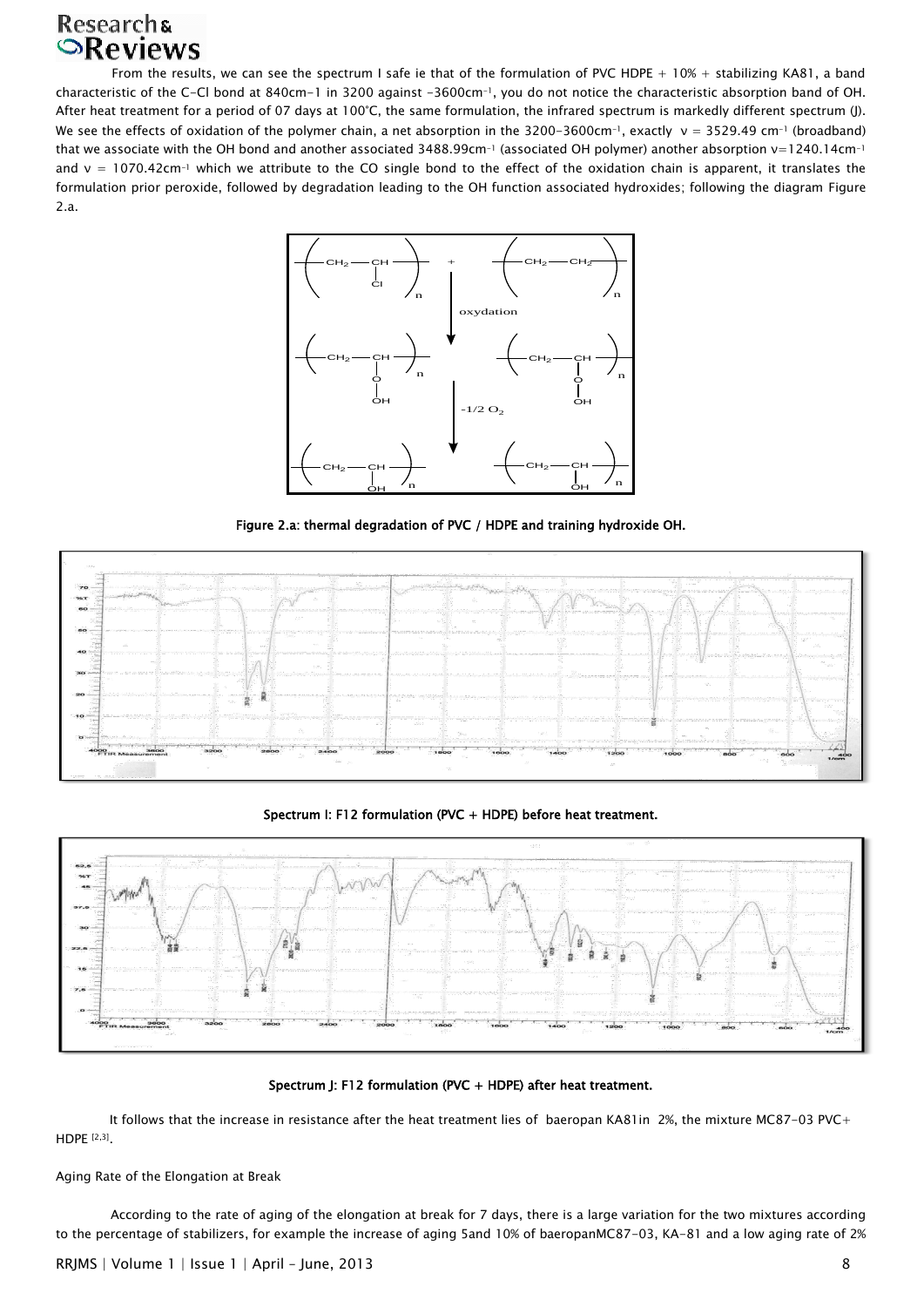From the results, we can see the spectrum I safe ie that of the formulation of PVC HDPE + 10% + stabilizing KA81, a band characteristic of the C-Cl bond at 840cm-1 in 3200 against -3600cm$^{-1}$, you do not notice the characteristic absorption band of OH. After heat treatment for a period of 07 days at 100°C, the same formulation, the infrared spectrum is markedly different spectrum (J). We see the effects of oxidation of the polymer chain, a net absorption in the 3200-3600cm$^{-1}$, exactly $v = 3529.49$ cm$^{-1}$ (broadband) that we associate with the OH bond and another associated 3488.99cm$^{-1}$ (associated OH polymer) another absorption $v$=1240.14cm$^{-1}$ and $v$ = 1070.42cm$^{-1}$ which we attribute to the CO single bond to the effect of the oxidation chain is apparent, it translates the formulation prior peroxide, followed by degradation leading to the OH function associated hydroxides; following the diagram Figure 2.a.

Figure 2.a: thermal degradation of PVC / HDPE and training hydroxide OH.

Spectrum I: F12 formulation (PVC + HDPE) before heat treatment.

Spectrum J: F12 formulation (PVC + HDPE) after heat treatment.

It follows that the increase in resistance after the heat treatment lies of baeropan KA81in 2%, the mixture MC87-03 PVC+ HDPE [2,3].

Aging Rate of the Elongation at Break

According to the rate of aging of the elongation at break for 7 days, there is a large variation for the two mixtures according to the percentage of stabilizers, for example the increase of aging 5and 10% of baeropanMC87-03, KA-81 and a low aging rate of 2%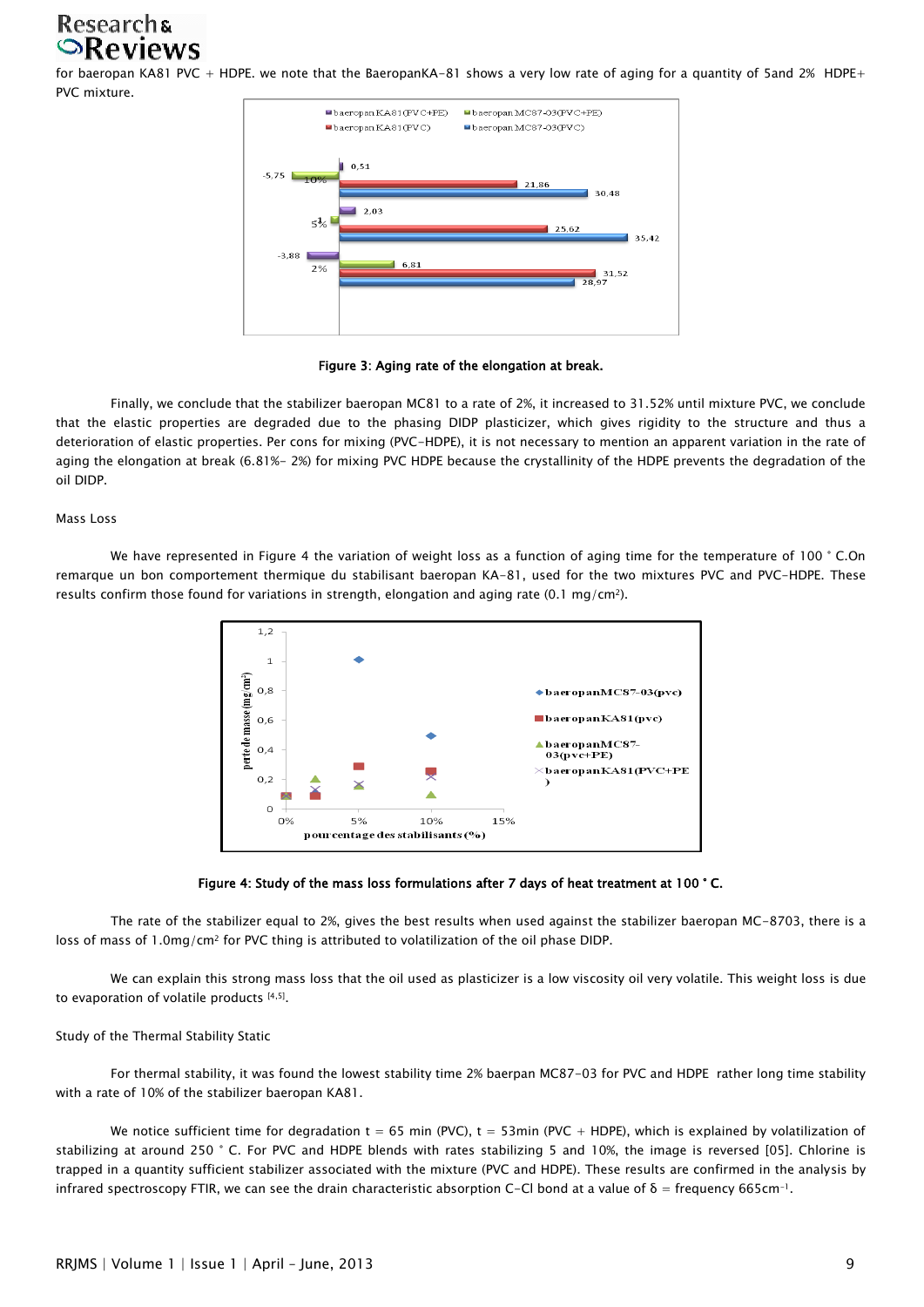for baeropan KA81 PVC + HDPE. we note that the BaeropanKA-81 shows a very low rate of aging for a quantity of 5and 2% HDPE+ PVC mixture.

Figure 3: Aging rate of the elongation at break.

Finally, we conclude that the stabilizer baeropan MC81 to a rate of 2%, it increased to 31.52% until mixture PVC, we conclude that the elastic properties are degraded due to the phasing DIDP plasticizer, which gives rigidity to the structure and thus a deterioration of elastic properties. Per cons for mixing (PVC-HDPE), it is not necessary to mention an apparent variation in the rate of aging the elongation at break (6.81%- 2%) for mixing PVC HDPE because the crystallinity of the HDPE prevents the degradation of the oil DIDP.

### Mass Loss

We have represented in Figure 4 the variation of weight loss as a function of aging time for the temperature of 100 ° C.On remarque un bon comportement thermique du stabilisant baeropan KA-81, used for the two mixtures PVC and PVC-HDPE. These results confirm those found for variations in strength, elongation and aging rate (0.1 mg/cm²).

Figure 4: Study of the mass loss formulations after 7 days of heat treatment at 100 ° C.

The rate of the stabilizer equal to 2%, gives the best results when used against the stabilizer baeropan MC-8703, there is a loss of mass of 1.0mg/cm² for PVC thing is attributed to volatilization of the oil phase DIDP.

We can explain this strong mass loss that the oil used as plasticizer is a low viscosity oil very volatile. This weight loss is due to evaporation of volatile products [4,5].

### Study of the Thermal Stability Static

For thermal stability, it was found the lowest stability time 2% baerpan MC87-03 for PVC and HDPE rather long time stability with a rate of 10% of the stabilizer baeropan KA81.

We notice sufficient time for degradation t = 65 min (PVC), t = 53min (PVC + HDPE), which is explained by volatilization of stabilizing at around 250 ° C. For PVC and HDPE blends with rates stabilizing 5 and 10%, the image is reversed [05]. Chlorine is trapped in a quantity sufficient stabilizer associated with the mixture (PVC and HDPE). These results are confirmed in the analysis by infrared spectroscopy FTIR, we can see the drain characteristic absorption C-Cl bond at a value of $\delta$ = frequency 665cm$^{-1}$.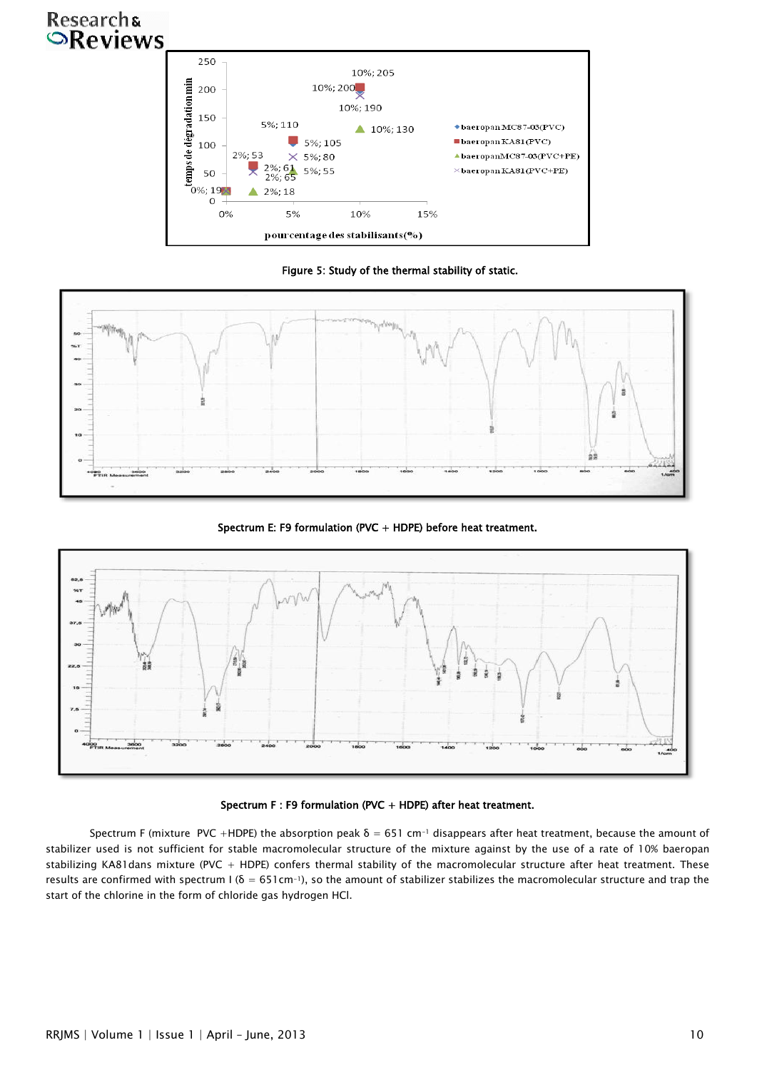Figure 5: Study of the thermal stability of static.

Spectrum E: F9 formulation (PVC + HDPE) before heat treatment.

Spectrum F : F9 formulation (PVC + HDPE) after heat treatment.

Spectrum F (mixture PVC +HDPE) the absorption peak $\delta$ = 651 $cm^{-1}$ disappears after heat treatment, because the amount of stabilizer used is not sufficient for stable macromolecular structure of the mixture against by the use of a rate of 10% baeropan stabilizing KA81dans mixture (PVC + HDPE) confers thermal stability of the macromolecular structure after heat treatment. These results are confirmed with spectrum I ($\delta$ = 651$cm^{-1}$), so the amount of stabilizer stabilizes the macromolecular structure and trap the start of the chlorine in the form of chloride gas hydrogen HCl.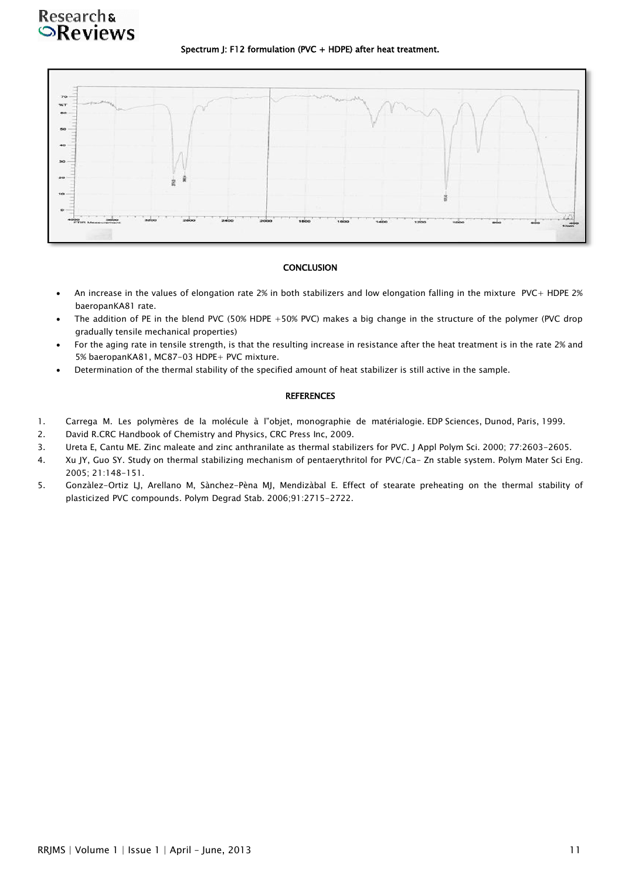Spectrum J: F12 formulation (PVC + HDPE) after heat treatment.

70
%T
60
50
40
30
20
10
0
4000
3600
3200
2800
2400
2000
1800
1600
1400
1200
1000
800
600
400
FTIR Measurement

## CONCLUSION

- An increase in the values of elongation rate 2% in both stabilizers and low elongation falling in the mixture PVC+ HDPE 2% baeropanKA81 rate.
- The addition of PE in the blend PVC (50% HDPE +50% PVC) makes a big change in the structure of the polymer (PVC drop gradually tensile mechanical properties)
- For the aging rate in tensile strength, is that the resulting increase in resistance after the heat treatment is in the rate 2% and 5% baeropanKA81, MC87-03 HDPE+ PVC mixture.
- Determination of the thermal stability of the specified amount of heat stabilizer is still active in the sample.

## REFERENCES

1. Carrega M. Les polymères de la molécule à l"objet, monographie de matérialogie. EDP Sciences, Dunod, Paris, 1999.
2. David R.CRC Handbook of Chemistry and Physics, CRC Press Inc, 2009.
3. Ureta E, Cantu ME. Zinc maleate and zinc anthranilate as thermal stabilizers for PVC. J Appl Polym Sci. 2000; 77:2603-2605.
4. Xu JY, Guo SY. Study on thermal stabilizing mechanism of pentaerythritol for PVC/Ca- Zn stable system. Polym Mater Sci Eng. 2005; 21:148-151.
5. Gonzàlez-Ortiz LJ, Arellano M, Sànchez-Pèna MJ, Mendizàbal E. Effect of stearate preheating on the thermal stability of plasticized PVC compounds. Polym Degrad Stab. 2006;91:2715-2722.